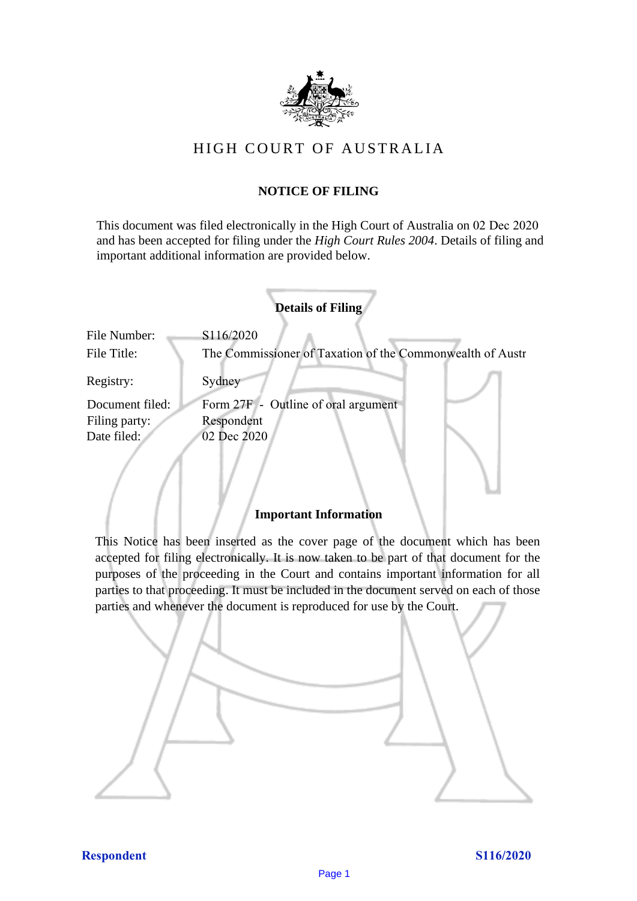# HIGH COURT OF AUSTRALIA

## NOTICE OF FILING

This document was filed electronically in the High Court of Australia on 02 Dec 2020 and has been accepted for filing under the *High Court Rules 2004*. Details of filing and important additional information are provided below.

### Details of Filing

| | |
|---|---|
| File Number: | S116/2020 |
| File Title: | The Commissioner of Taxation of the Commonwealth of Austr |
| Registry: | Sydney |
| Document filed: | Form 27F - Outline of oral argument |
| Filing party: | Respondent |
| Date filed: | 02 Dec 2020 |

### Important Information

This Notice has been inserted as the cover page of the document which has been accepted for filing electronically. It is now taken to be part of that document for the purposes of the proceeding in the Court and contains important information for all parties to that proceeding. It must be included in the document served on each of those parties and whenever the document is reproduced for use by the Court.

**Respondent** **S116/2020**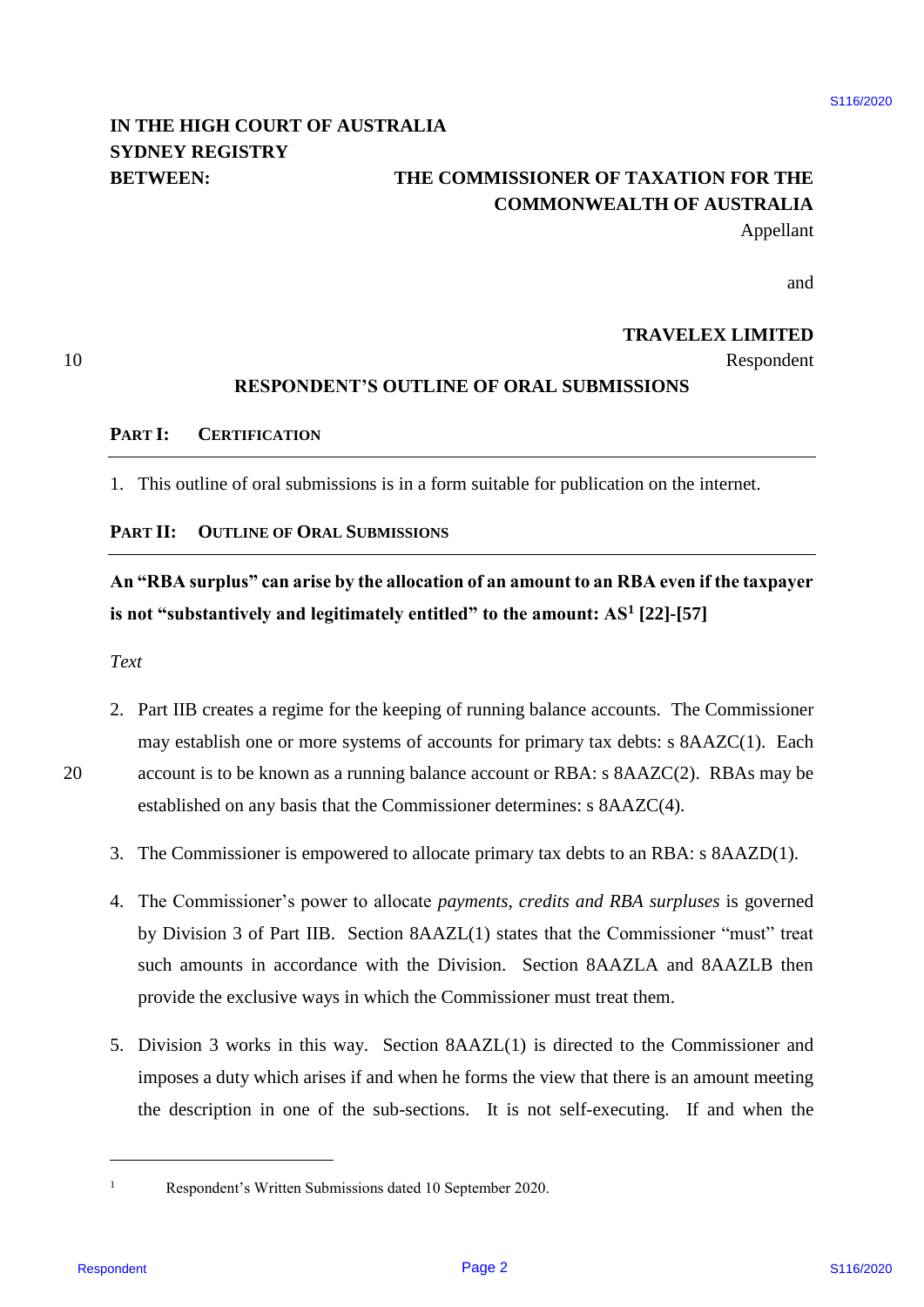IN THE HIGH COURT OF AUSTRALIA
SYDNEY REGISTRY

BETWEEN: **THE COMMISSIONER OF TAXATION FOR THE COMMONWEALTH OF AUSTRALIA**
Appellant

and

**TRAVELEX LIMITED**
Respondent

## RESPONDENT'S OUTLINE OF ORAL SUBMISSIONS

### PART I: CERTIFICATION

1. This outline of oral submissions is in a form suitable for publication on the internet.

### PART II: OUTLINE OF ORAL SUBMISSIONS

**An "RBA surplus" can arise by the allocation of an amount to an RBA even if the taxpayer is not "substantively and legitimately entitled" to the amount: AS[1] [22]-[57]**

*Text*

2. Part IIB creates a regime for the keeping of running balance accounts. The Commissioner may establish one or more systems of accounts for primary tax debts: s 8AAZC(1). Each account is to be known as a running balance account or RBA: s 8AAZC(2). RBAs may be established on any basis that the Commissioner determines: s 8AAZC(4).

3. The Commissioner is empowered to allocate primary tax debts to an RBA: s 8AAZD(1).

4. The Commissioner's power to allocate *payments*, *credits and RBA surpluses* is governed by Division 3 of Part IIB. Section 8AAZL(1) states that the Commissioner "must" treat such amounts in accordance with the Division. Section 8AAZLA and 8AAZLB then provide the exclusive ways in which the Commissioner must treat them.

5. Division 3 works in this way. Section 8AAZL(1) is directed to the Commissioner and imposes a duty which arises if and when he forms the view that there is an amount meeting the description in one of the sub-sections. It is not self-executing. If and when the

[1] Respondent's Written Submissions dated 10 September 2020.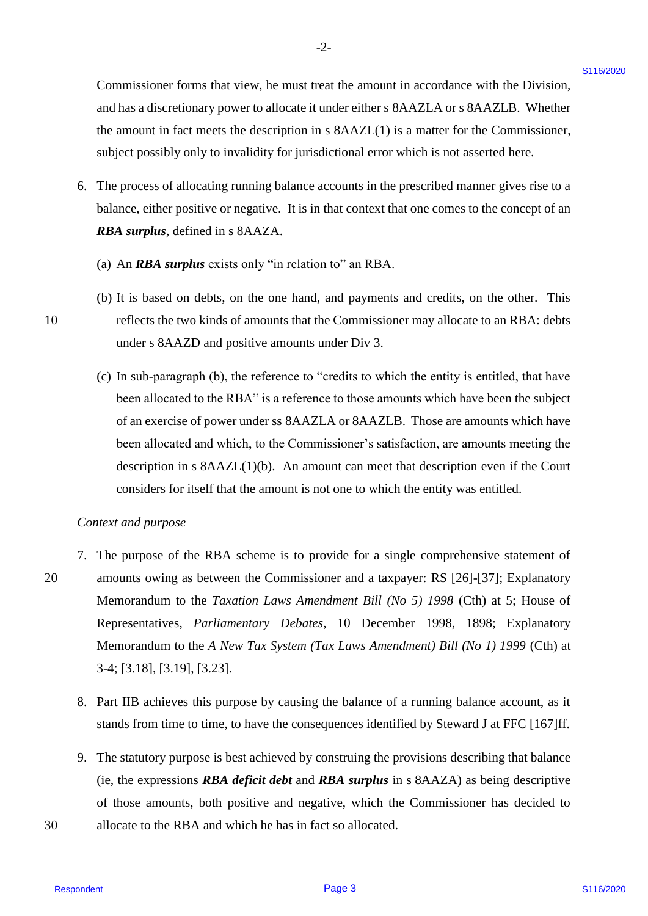Commissioner forms that view, he must treat the amount in accordance with the Division, and has a discretionary power to allocate it under either s 8AAZLA or s 8AAZLB. Whether the amount in fact meets the description in s 8AAZL(1) is a matter for the Commissioner, subject possibly only to invalidity for jurisdictional error which is not asserted here.

6. The process of allocating running balance accounts in the prescribed manner gives rise to a balance, either positive or negative. It is in that context that one comes to the concept of an ***RBA surplus***, defined in s 8AAZA.

   (a) An ***RBA surplus*** exists only "in relation to" an RBA.

   (b) It is based on debts, on the one hand, and payments and credits, on the other. This reflects the two kinds of amounts that the Commissioner may allocate to an RBA: debts under s 8AAZD and positive amounts under Div 3.

   (c) In sub-paragraph (b), the reference to "credits to which the entity is entitled, that have been allocated to the RBA" is a reference to those amounts which have been the subject of an exercise of power under ss 8AAZLA or 8AAZLB. Those are amounts which have been allocated and which, to the Commissioner's satisfaction, are amounts meeting the description in s 8AAZL(1)(b). An amount can meet that description even if the Court considers for itself that the amount is not one to which the entity was entitled.

*Context and purpose*

7. The purpose of the RBA scheme is to provide for a single comprehensive statement of amounts owing as between the Commissioner and a taxpayer: RS [26]-[37]; Explanatory Memorandum to the *Taxation Laws Amendment Bill (No 5) 1998* (Cth) at 5; House of Representatives, *Parliamentary Debates*, 10 December 1998, 1898; Explanatory Memorandum to the *A New Tax System (Tax Laws Amendment) Bill (No 1) 1999* (Cth) at 3-4; [3.18], [3.19], [3.23].

8. Part IIB achieves this purpose by causing the balance of a running balance account, as it stands from time to time, to have the consequences identified by Steward J at FFC [167]ff.

9. The statutory purpose is best achieved by construing the provisions describing that balance (ie, the expressions ***RBA deficit debt*** and ***RBA surplus*** in s 8AAZA) as being descriptive of those amounts, both positive and negative, which the Commissioner has decided to allocate to the RBA and which he has in fact so allocated.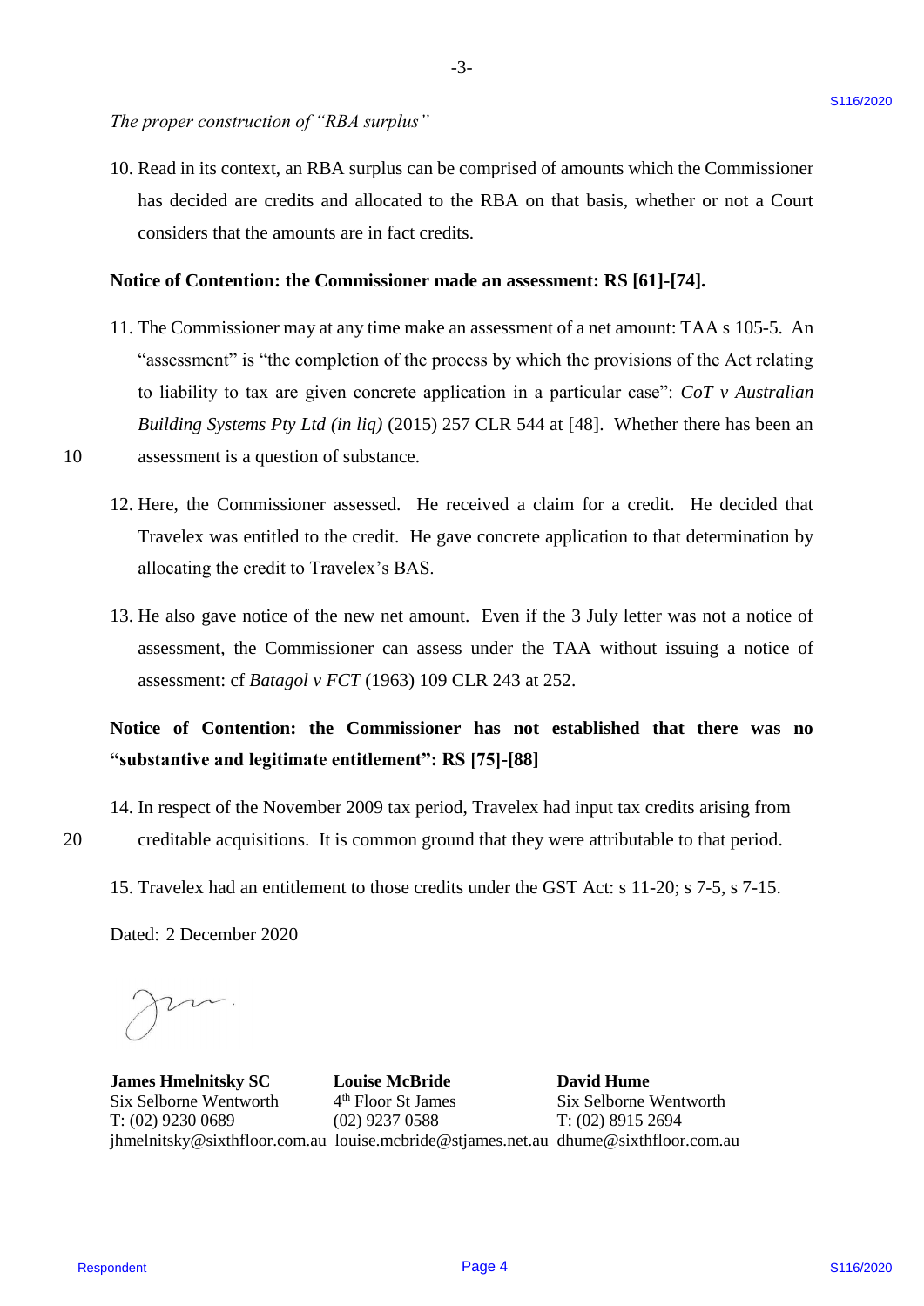*The proper construction of "RBA surplus"*

10. Read in its context, an RBA surplus can be comprised of amounts which the Commissioner has decided are credits and allocated to the RBA on that basis, whether or not a Court considers that the amounts are in fact credits.

**Notice of Contention: the Commissioner made an assessment: RS [61]-[74].**

11. The Commissioner may at any time make an assessment of a net amount: TAA s 105-5. An "assessment" is "the completion of the process by which the provisions of the Act relating to liability to tax are given concrete application in a particular case": *CoT v Australian Building Systems Pty Ltd (in liq)* (2015) 257 CLR 544 at [48]. Whether there has been an assessment is a question of substance.

12. Here, the Commissioner assessed. He received a claim for a credit. He decided that Travelex was entitled to the credit. He gave concrete application to that determination by allocating the credit to Travelex's BAS.

13. He also gave notice of the new net amount. Even if the 3 July letter was not a notice of assessment, the Commissioner can assess under the TAA without issuing a notice of assessment: cf *Batagol v FCT* (1963) 109 CLR 243 at 252.

**Notice of Contention: the Commissioner has not established that there was no "substantive and legitimate entitlement": RS [75]-[88]**

14. In respect of the November 2009 tax period, Travelex had input tax credits arising from creditable acquisitions. It is common ground that they were attributable to that period.

15. Travelex had an entitlement to those credits under the GST Act: s 11-20; s 7-5, s 7-15.

Dated: 2 December 2020

| **James Hmelnitsky SC** | **Louise McBride** | **David Hume** |
|---|---|---|
| Six Selborne Wentworth | 4th Floor St James | Six Selborne Wentworth |
| T: (02) 9230 0689 | (02) 9237 0588 | T: (02) 8915 2694 |
| jhmelnitsky@sixthfloor.com.au | louise.mcbride@stjames.net.au | dhume@sixthfloor.com.au |